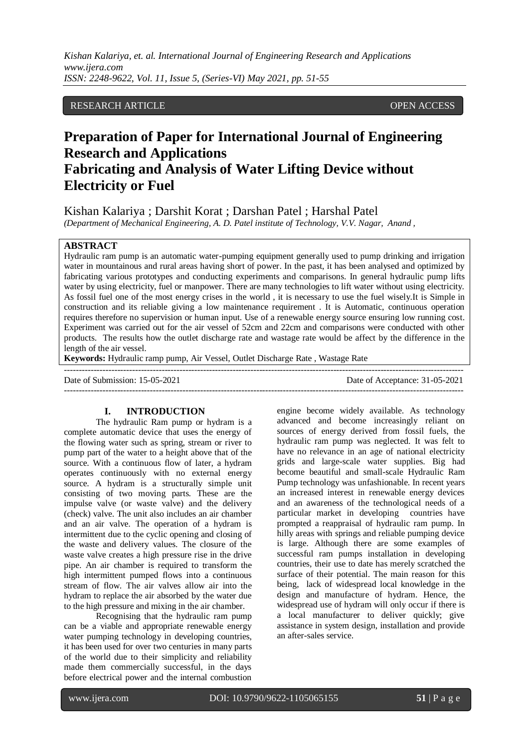RESEARCH ARTICLE OPEN ACCESS

# Preparation of Paper for International Journal of Engineering Research and Applications
# Fabricating and Analysis of Water Lifting Device without Electricity or Fuel

Kishan Kalariya ; Darshit Korat ; Darshan Patel ; Harshal Patel

*(Department of Mechanical Engineering, A. D. Patel institute of Technology, V.V. Nagar, Anand ,*

**ABSTRACT**

Hydraulic ram pump is an automatic water-pumping equipment generally used to pump drinking and irrigation water in mountainous and rural areas having short of power. In the past, it has been analysed and optimized by fabricating various prototypes and conducting experiments and comparisons. In general hydraulic pump lifts water by using electricity, fuel or manpower. There are many technologies to lift water without using electricity. As fossil fuel one of the most energy crises in the world , it is necessary to use the fuel wisely.It is Simple in construction and its reliable giving a low maintenance requirement . It is Automatic, continuous operation requires therefore no supervision or human input. Use of a renewable energy source ensuring low running cost. Experiment was carried out for the air vessel of 52cm and 22cm and comparisons were conducted with other products. The results how the outlet discharge rate and wastage rate would be affect by the difference in the length of the air vessel.

**Keywords:** Hydraulic ramp pump, Air Vessel, Outlet Discharge Rate , Wastage Rate

---

Date of Submission: 15-05-2021 Date of Acceptance: 31-05-2021

---

## I. INTRODUCTION

The hydraulic Ram pump or hydram is a complete automatic device that uses the energy of the flowing water such as spring, stream or river to pump part of the water to a height above that of the source. With a continuous flow of later, a hydram operates continuously with no external energy source. A hydram is a structurally simple unit consisting of two moving parts. These are the impulse valve (or waste valve) and the delivery (check) valve. The unit also includes an air chamber and an air valve. The operation of a hydram is intermittent due to the cyclic opening and closing of the waste and delivery values. The closure of the waste valve creates a high pressure rise in the drive pipe. An air chamber is required to transform the high intermittent pumped flows into a continuous stream of flow. The air valves allow air into the hydram to replace the air absorbed by the water due to the high pressure and mixing in the air chamber.

Recognising that the hydraulic ram pump can be a viable and appropriate renewable energy water pumping technology in developing countries, it has been used for over two centuries in many parts of the world due to their simplicity and reliability made them commercially successful, in the days before electrical power and the internal combustion engine become widely available. As technology advanced and become increasingly reliant on sources of energy derived from fossil fuels, the hydraulic ram pump was neglected. It was felt to have no relevance in an age of national electricity grids and large-scale water supplies. Big had become beautiful and small-scale Hydraulic Ram Pump technology was unfashionable. In recent years an increased interest in renewable energy devices and an awareness of the technological needs of a particular market in developing countries have prompted a reappraisal of hydraulic ram pump. In hilly areas with springs and reliable pumping device is large. Although there are some examples of successful ram pumps installation in developing countries, their use to date has merely scratched the surface of their potential. The main reason for this being, lack of widespread local knowledge in the design and manufacture of hydram. Hence, the widespread use of hydram will only occur if there is a local manufacturer to deliver quickly; give assistance in system design, installation and provide an after-sales service.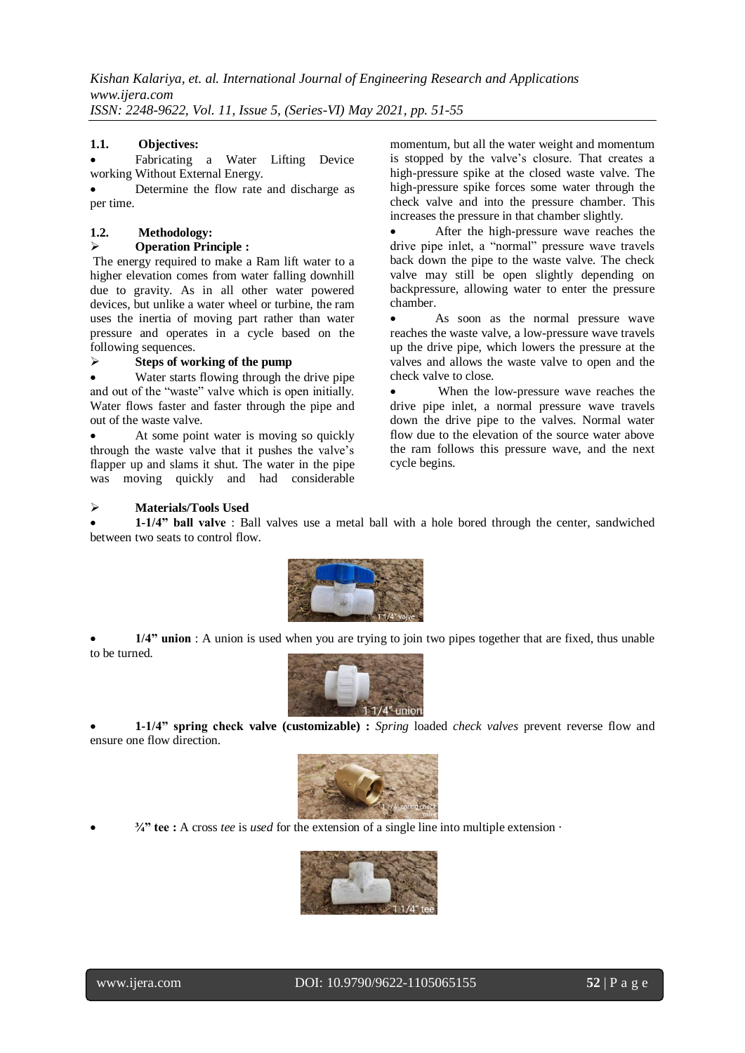### 1.1. Objectives:

- Fabricating a Water Lifting Device working Without External Energy.
- Determine the flow rate and discharge as per time.

### 1.2. Methodology:

➢ **Operation Principle :**

The energy required to make a Ram lift water to a higher elevation comes from water falling downhill due to gravity. As in all other water powered devices, but unlike a water wheel or turbine, the ram uses the inertia of moving part rather than water pressure and operates in a cycle based on the following sequences.

➢ **Steps of working of the pump**

- Water starts flowing through the drive pipe and out of the "waste" valve which is open initially. Water flows faster and faster through the pipe and out of the waste valve.
- At some point water is moving so quickly through the waste valve that it pushes the valve's flapper up and slams it shut. The water in the pipe was moving quickly and had considerable momentum, but all the water weight and momentum is stopped by the valve's closure. That creates a high-pressure spike at the closed waste valve. The high-pressure spike forces some water through the check valve and into the pressure chamber. This increases the pressure in that chamber slightly.
- After the high-pressure wave reaches the drive pipe inlet, a "normal" pressure wave travels back down the pipe to the waste valve. The check valve may still be open slightly depending on backpressure, allowing water to enter the pressure chamber.
- As soon as the normal pressure wave reaches the waste valve, a low-pressure wave travels up the drive pipe, which lowers the pressure at the valves and allows the waste valve to open and the check valve to close.
- When the low-pressure wave reaches the drive pipe inlet, a normal pressure wave travels down the drive pipe to the valves. Normal water flow due to the elevation of the source water above the ram follows this pressure wave, and the next cycle begins.

➢ **Materials/Tools Used**

- **1-1/4" ball valve** : Ball valves use a metal ball with a hole bored through the center, sandwiched between two seats to control flow.

1 1/4" valve

- **1/4" union** : A union is used when you are trying to join two pipes together that are fixed, thus unable to be turned.

1 1/4" union

- **1-1/4" spring check valve (customizable) :** *Spring* loaded *check valves* prevent reverse flow and ensure one flow direction.

1 1/4" spring check valve

- **¾" tee :** A cross *tee* is *used* for the extension of a single line into multiple extension ·

1 1/4" tee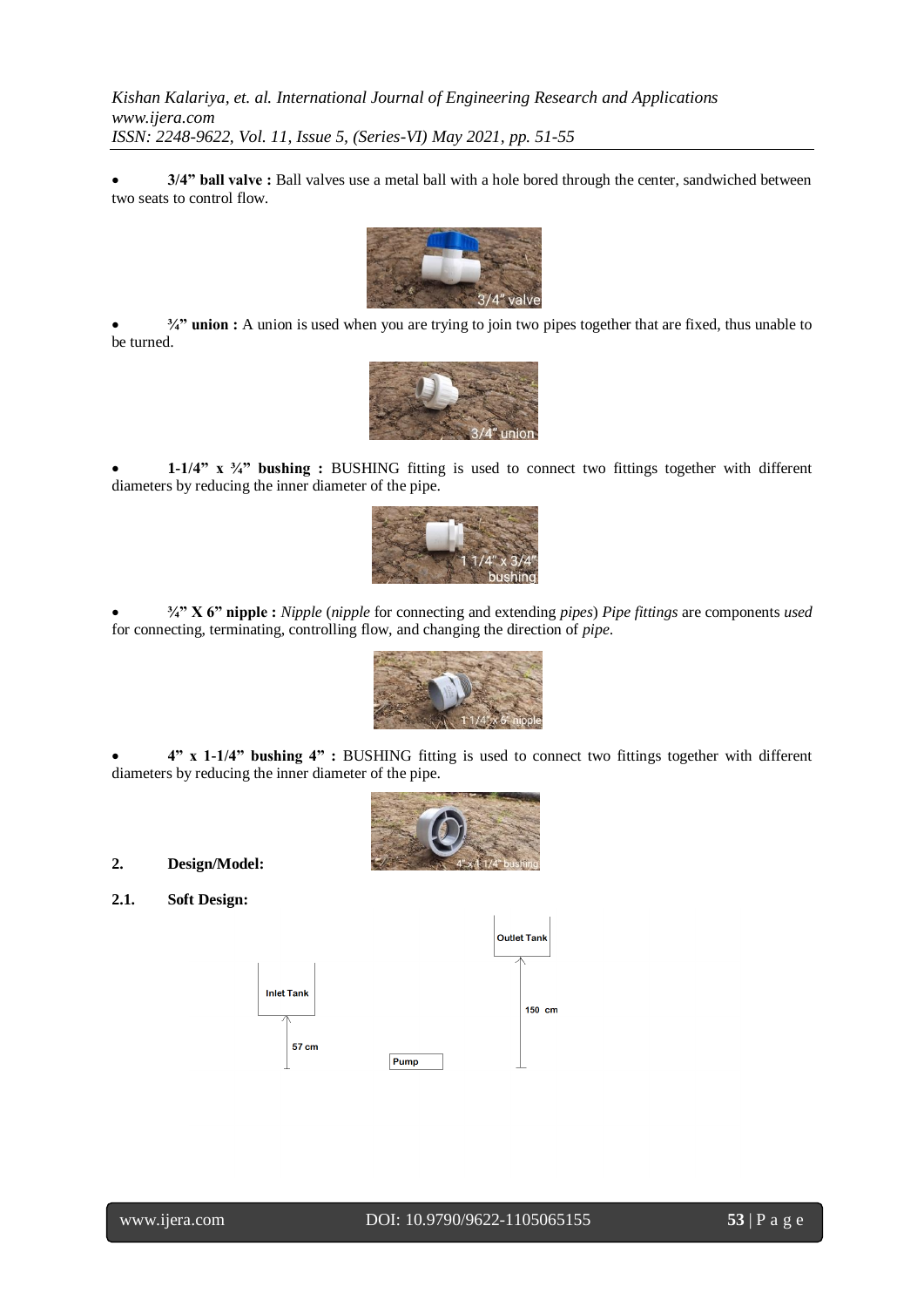- **3/4" ball valve :** Ball valves use a metal ball with a hole bored through the center, sandwiched between two seats to control flow.

- **¾" union :** A union is used when you are trying to join two pipes together that are fixed, thus unable to be turned.

- **1-1/4" x ¾" bushing :** BUSHING fitting is used to connect two fittings together with different diameters by reducing the inner diameter of the pipe.

- **¾" X 6" nipple :** *Nipple* (*nipple* for connecting and extending *pipes*) *Pipe fittings* are components *used* for connecting, terminating, controlling flow, and changing the direction of *pipe*.

- **4" x 1-1/4" bushing 4" :** BUSHING fitting is used to connect two fittings together with different diameters by reducing the inner diameter of the pipe.

## 2. Design/Model:

### 2.1. Soft Design: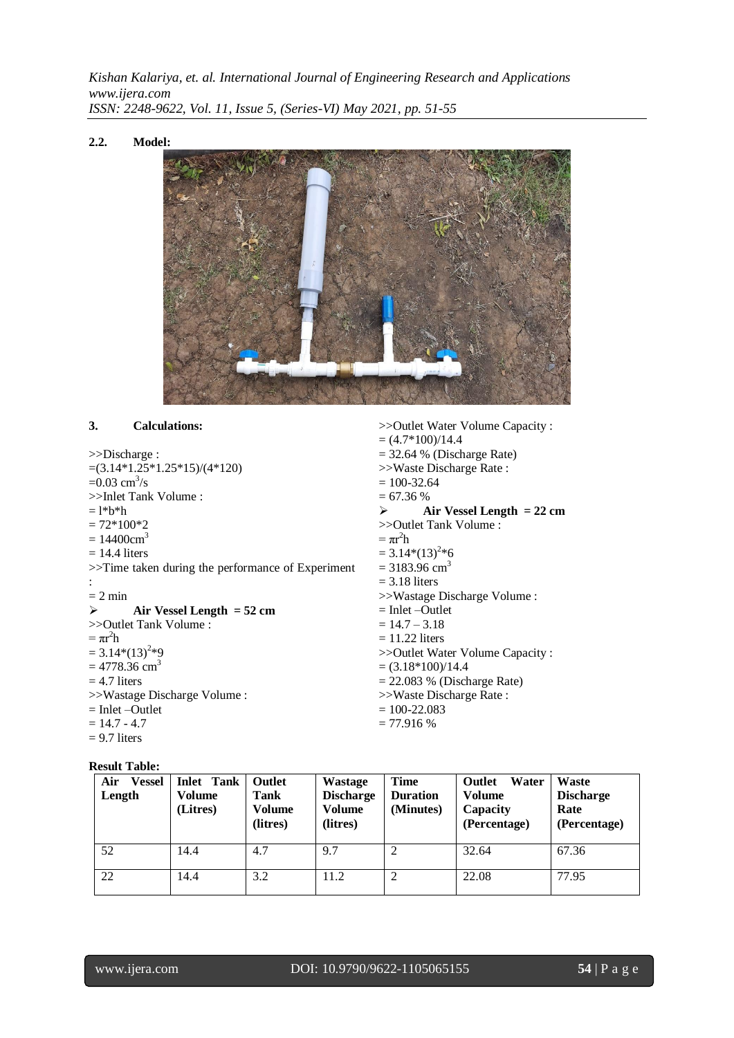### 2.2. Model:

## 3. Calculations:

>>Discharge :

$=(3.14*1.25*1.25*15)/(4*120)$

$=0.03\ cm^3/s$

>>Inlet Tank Volume :

$= l*b*h$

$= 72*100*2$

$= 14400 cm^3$

= 14.4 liters

>>Time taken during the performance of Experiment :

= 2 min

➢ **Air Vessel Length = 52 cm**

>>Outlet Tank Volume :

$= \pi r^2 h$

$= 3.14*(13)^2*9$

$= 4778.36\ cm^3$

= 4.7 liters

>>Wastage Discharge Volume :

= Inlet –Outlet

= 14.7 - 4.7

= 9.7 liters

>>Outlet Water Volume Capacity :

= (4.7*100)/14.4

= 32.64 % (Discharge Rate)

>>Waste Discharge Rate :

= 100-32.64

= 67.36 %

➢ **Air Vessel Length = 22 cm**

>>Outlet Tank Volume :

$= \pi r^2 h$

$= 3.14*(13)^2*6$

$= 3183.96\ cm^3$

= 3.18 liters

>>Wastage Discharge Volume :

= Inlet –Outlet

= 14.7 – 3.18

= 11.22 liters

>>Outlet Water Volume Capacity :

= (3.18*100)/14.4

= 22.083 % (Discharge Rate)

>>Waste Discharge Rate :

= 100-22.083

= 77.916 %

**Result Table:**

| Air Vessel Length | Inlet Tank Volume (Litres) | Outlet Tank Volume (litres) | Wastage Discharge Volume (litres) | Time Duration (Minutes) | Outlet Water Volume Capacity (Percentage) | Waste Discharge Rate (Percentage) |
|---|---|---|---|---|---|---|
| 52 | 14.4 | 4.7 | 9.7 | 2 | 32.64 | 67.36 |
| 22 | 14.4 | 3.2 | 11.2 | 2 | 22.08 | 77.95 |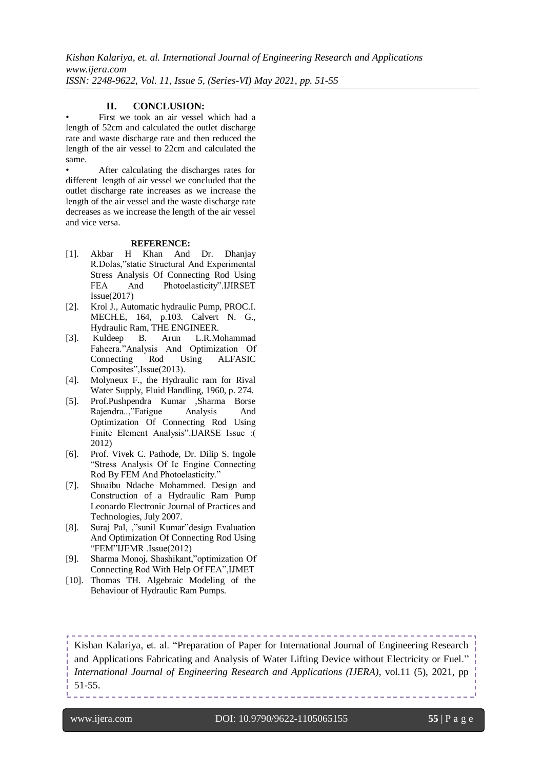## II. CONCLUSION:

- First we took an air vessel which had a length of 52cm and calculated the outlet discharge rate and waste discharge rate and then reduced the length of the air vessel to 22cm and calculated the same.
- After calculating the discharges rates for different length of air vessel we concluded that the outlet discharge rate increases as we increase the length of the air vessel and the waste discharge rate decreases as we increase the length of the air vessel and vice versa.

### REFERENCE:

[1]. Akbar H Khan And Dr. Dhanjay R.Dolas,"static Structural And Experimental Stress Analysis Of Connecting Rod Using FEA And Photoelasticity".IJIRSET Issue(2017)

[2]. Krol J., Automatic hydraulic Pump, PROC.I. MECH.E, 164, p.103. Calvert N. G., Hydraulic Ram, THE ENGINEER.

[3]. Kuldeep B. Arun L.R.Mohammad Faheera."Analysis And Optimization Of Connecting Rod Using ALFASIC Composites",Issue(2013).

[4]. Molyneux F., the Hydraulic ram for Rival Water Supply, Fluid Handling, 1960, p. 274.

[5]. Prof.Pushpendra Kumar ,Sharma Borse Rajendra..,"Fatigue Analysis And Optimization Of Connecting Rod Using Finite Element Analysis".IJARSE Issue :( 2012)

[6]. Prof. Vivek C. Pathode, Dr. Dilip S. Ingole "Stress Analysis Of Ic Engine Connecting Rod By FEM And Photoelasticity."

[7]. Shuaibu Ndache Mohammed. Design and Construction of a Hydraulic Ram Pump Leonardo Electronic Journal of Practices and Technologies, July 2007.

[8]. Suraj Pal, ,"sunil Kumar"design Evaluation And Optimization Of Connecting Rod Using "FEM"IJEMR .Issue(2012)

[9]. Sharma Monoj, Shashikant,"optimization Of Connecting Rod With Help Of FEA",IJMET

[10]. Thomas TH. Algebraic Modeling of the Behaviour of Hydraulic Ram Pumps.

Kishan Kalariya, et. al. "Preparation of Paper for International Journal of Engineering Research and Applications Fabricating and Analysis of Water Lifting Device without Electricity or Fuel." *International Journal of Engineering Research and Applications (IJERA)*, vol.11 (5), 2021, pp 51-55.